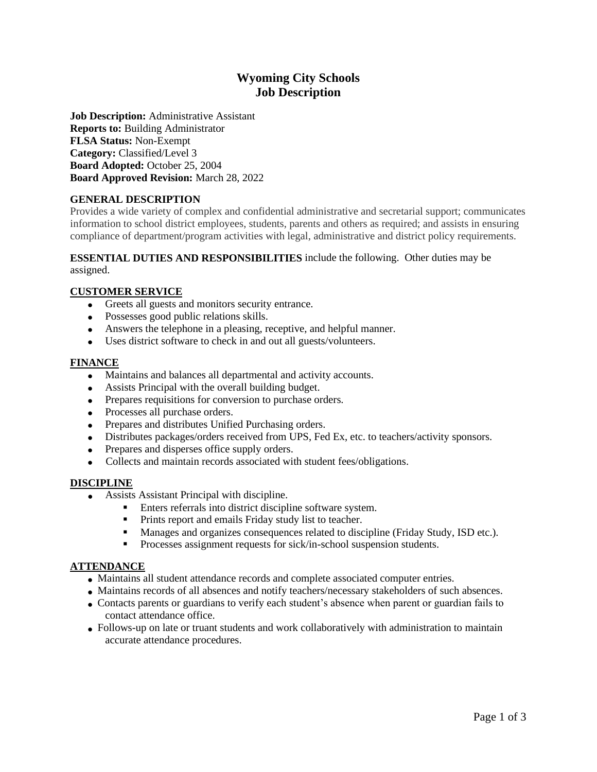# Wyoming City Schools
# Job Description

**Job Description:** Administrative Assistant
**Reports to:** Building Administrator
**FLSA Status:** Non-Exempt
**Category:** Classified/Level 3
**Board Adopted:** October 25, 2004
**Board Approved Revision:** March 28, 2022

## GENERAL DESCRIPTION

Provides a wide variety of complex and confidential administrative and secretarial support; communicates information to school district employees, students, parents and others as required; and assists in ensuring compliance of department/program activities with legal, administrative and district policy requirements.

**ESSENTIAL DUTIES AND RESPONSIBILITIES** include the following. Other duties may be assigned.

### CUSTOMER SERVICE

- Greets all guests and monitors security entrance.
- Possesses good public relations skills.
- Answers the telephone in a pleasing, receptive, and helpful manner.
- Uses district software to check in and out all guests/volunteers.

### FINANCE

- Maintains and balances all departmental and activity accounts.
- Assists Principal with the overall building budget.
- Prepares requisitions for conversion to purchase orders.
- Processes all purchase orders.
- Prepares and distributes Unified Purchasing orders.
- Distributes packages/orders received from UPS, Fed Ex, etc. to teachers/activity sponsors.
- Prepares and disperses office supply orders.
- Collects and maintain records associated with student fees/obligations.

### DISCIPLINE

- Assists Assistant Principal with discipline.
  - Enters referrals into district discipline software system.
  - Prints report and emails Friday study list to teacher.
  - Manages and organizes consequences related to discipline (Friday Study, ISD etc.).
  - Processes assignment requests for sick/in-school suspension students.

### ATTENDANCE

- Maintains all student attendance records and complete associated computer entries.
- Maintains records of all absences and notify teachers/necessary stakeholders of such absences.
- Contacts parents or guardians to verify each student's absence when parent or guardian fails to contact attendance office.
- Follows-up on late or truant students and work collaboratively with administration to maintain accurate attendance procedures.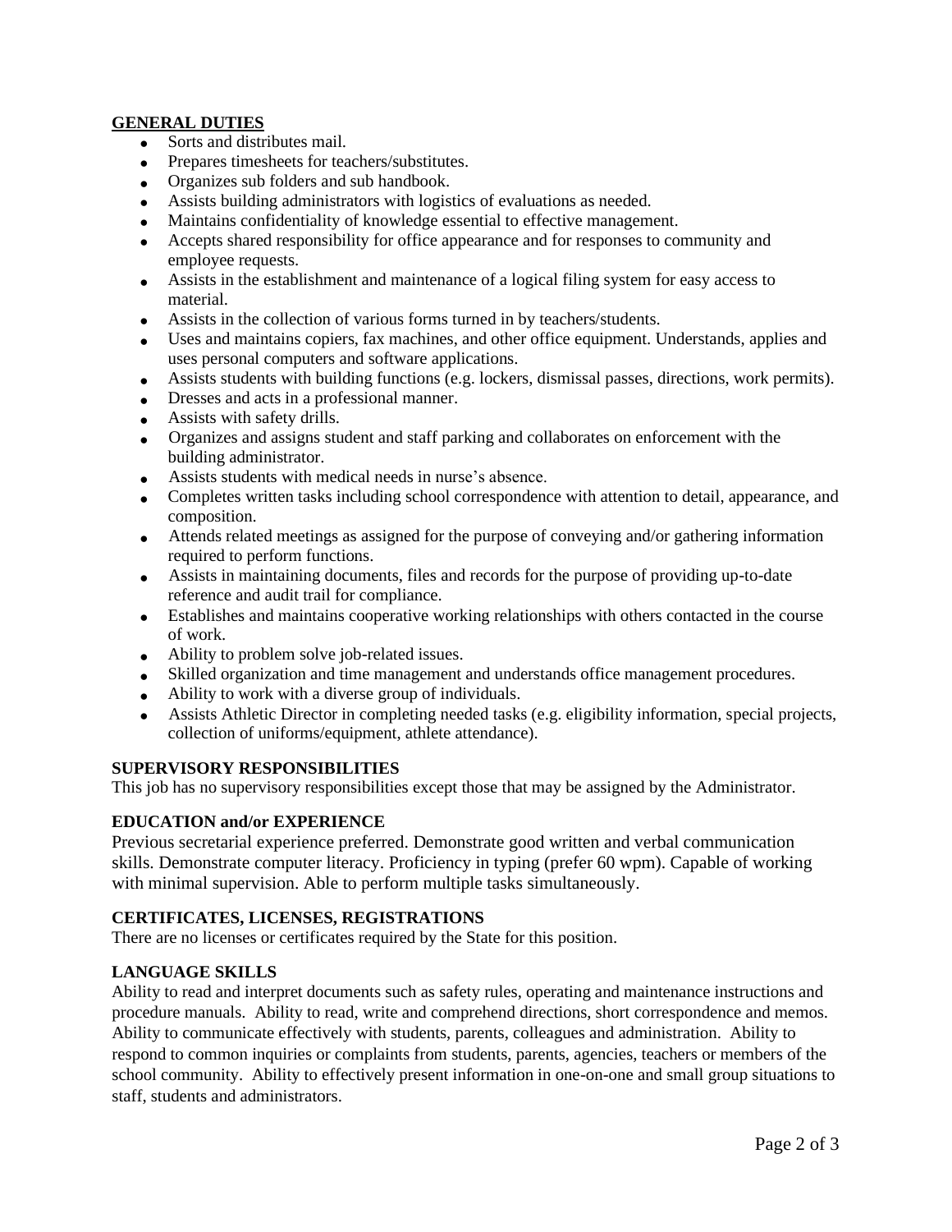## GENERAL DUTIES

- Sorts and distributes mail.
- Prepares timesheets for teachers/substitutes.
- Organizes sub folders and sub handbook.
- Assists building administrators with logistics of evaluations as needed.
- Maintains confidentiality of knowledge essential to effective management.
- Accepts shared responsibility for office appearance and for responses to community and employee requests.
- Assists in the establishment and maintenance of a logical filing system for easy access to material.
- Assists in the collection of various forms turned in by teachers/students.
- Uses and maintains copiers, fax machines, and other office equipment. Understands, applies and uses personal computers and software applications.
- Assists students with building functions (e.g. lockers, dismissal passes, directions, work permits).
- Dresses and acts in a professional manner.
- Assists with safety drills.
- Organizes and assigns student and staff parking and collaborates on enforcement with the building administrator.
- Assists students with medical needs in nurse's absence.
- Completes written tasks including school correspondence with attention to detail, appearance, and composition.
- Attends related meetings as assigned for the purpose of conveying and/or gathering information required to perform functions.
- Assists in maintaining documents, files and records for the purpose of providing up-to-date reference and audit trail for compliance.
- Establishes and maintains cooperative working relationships with others contacted in the course of work.
- Ability to problem solve job-related issues.
- Skilled organization and time management and understands office management procedures.
- Ability to work with a diverse group of individuals.
- Assists Athletic Director in completing needed tasks (e.g. eligibility information, special projects, collection of uniforms/equipment, athlete attendance).

## SUPERVISORY RESPONSIBILITIES

This job has no supervisory responsibilities except those that may be assigned by the Administrator.

## EDUCATION and/or EXPERIENCE

Previous secretarial experience preferred. Demonstrate good written and verbal communication skills. Demonstrate computer literacy. Proficiency in typing (prefer 60 wpm). Capable of working with minimal supervision. Able to perform multiple tasks simultaneously.

## CERTIFICATES, LICENSES, REGISTRATIONS

There are no licenses or certificates required by the State for this position.

## LANGUAGE SKILLS

Ability to read and interpret documents such as safety rules, operating and maintenance instructions and procedure manuals. Ability to read, write and comprehend directions, short correspondence and memos. Ability to communicate effectively with students, parents, colleagues and administration. Ability to respond to common inquiries or complaints from students, parents, agencies, teachers or members of the school community. Ability to effectively present information in one-on-one and small group situations to staff, students and administrators.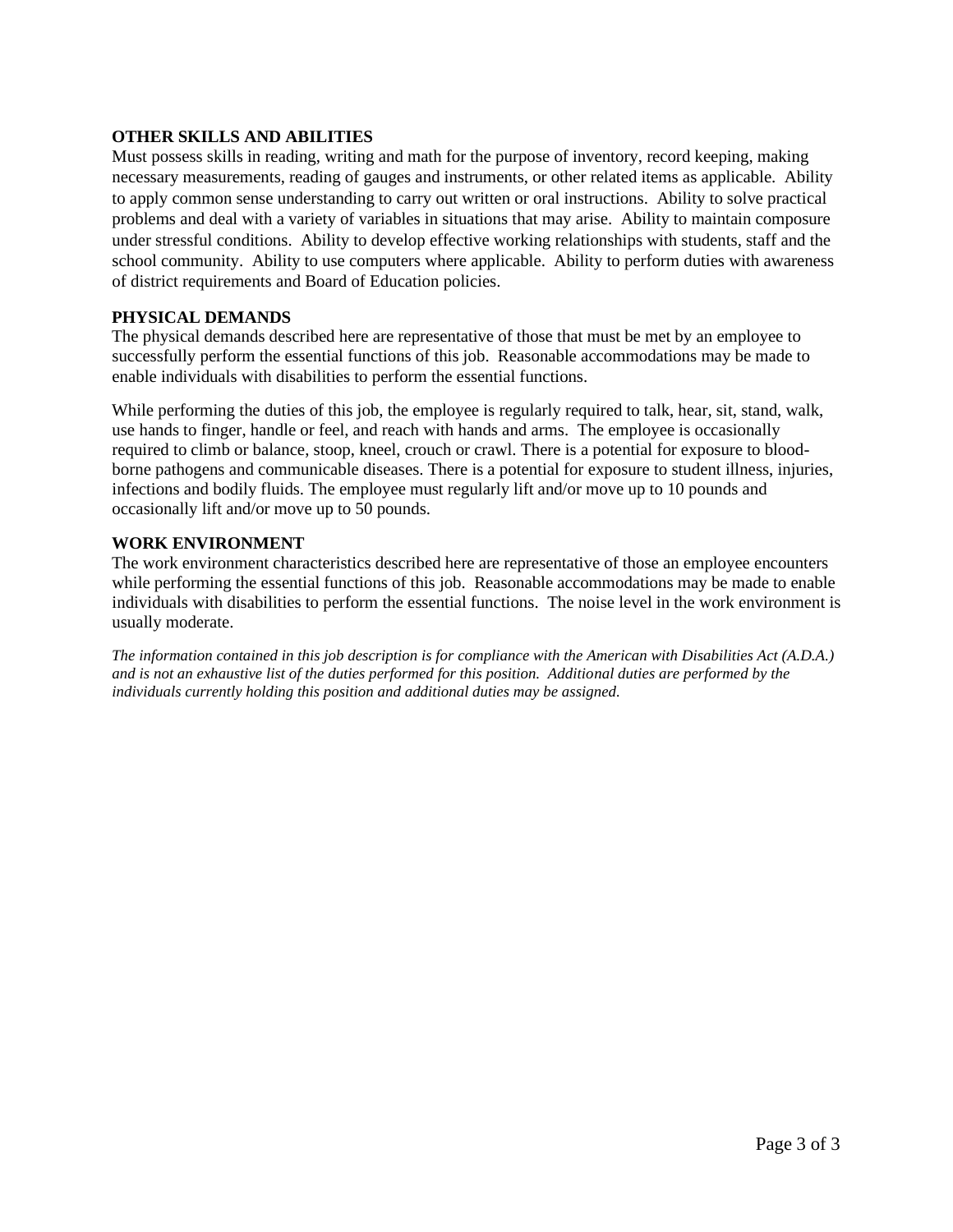**OTHER SKILLS AND ABILITIES**

Must possess skills in reading, writing and math for the purpose of inventory, record keeping, making necessary measurements, reading of gauges and instruments, or other related items as applicable. Ability to apply common sense understanding to carry out written or oral instructions. Ability to solve practical problems and deal with a variety of variables in situations that may arise. Ability to maintain composure under stressful conditions. Ability to develop effective working relationships with students, staff and the school community. Ability to use computers where applicable. Ability to perform duties with awareness of district requirements and Board of Education policies.

**PHYSICAL DEMANDS**

The physical demands described here are representative of those that must be met by an employee to successfully perform the essential functions of this job. Reasonable accommodations may be made to enable individuals with disabilities to perform the essential functions.

While performing the duties of this job, the employee is regularly required to talk, hear, sit, stand, walk, use hands to finger, handle or feel, and reach with hands and arms. The employee is occasionally required to climb or balance, stoop, kneel, crouch or crawl. There is a potential for exposure to blood-borne pathogens and communicable diseases. There is a potential for exposure to student illness, injuries, infections and bodily fluids. The employee must regularly lift and/or move up to 10 pounds and occasionally lift and/or move up to 50 pounds.

**WORK ENVIRONMENT**

The work environment characteristics described here are representative of those an employee encounters while performing the essential functions of this job. Reasonable accommodations may be made to enable individuals with disabilities to perform the essential functions. The noise level in the work environment is usually moderate.

*The information contained in this job description is for compliance with the American with Disabilities Act (A.D.A.) and is not an exhaustive list of the duties performed for this position. Additional duties are performed by the individuals currently holding this position and additional duties may be assigned.*